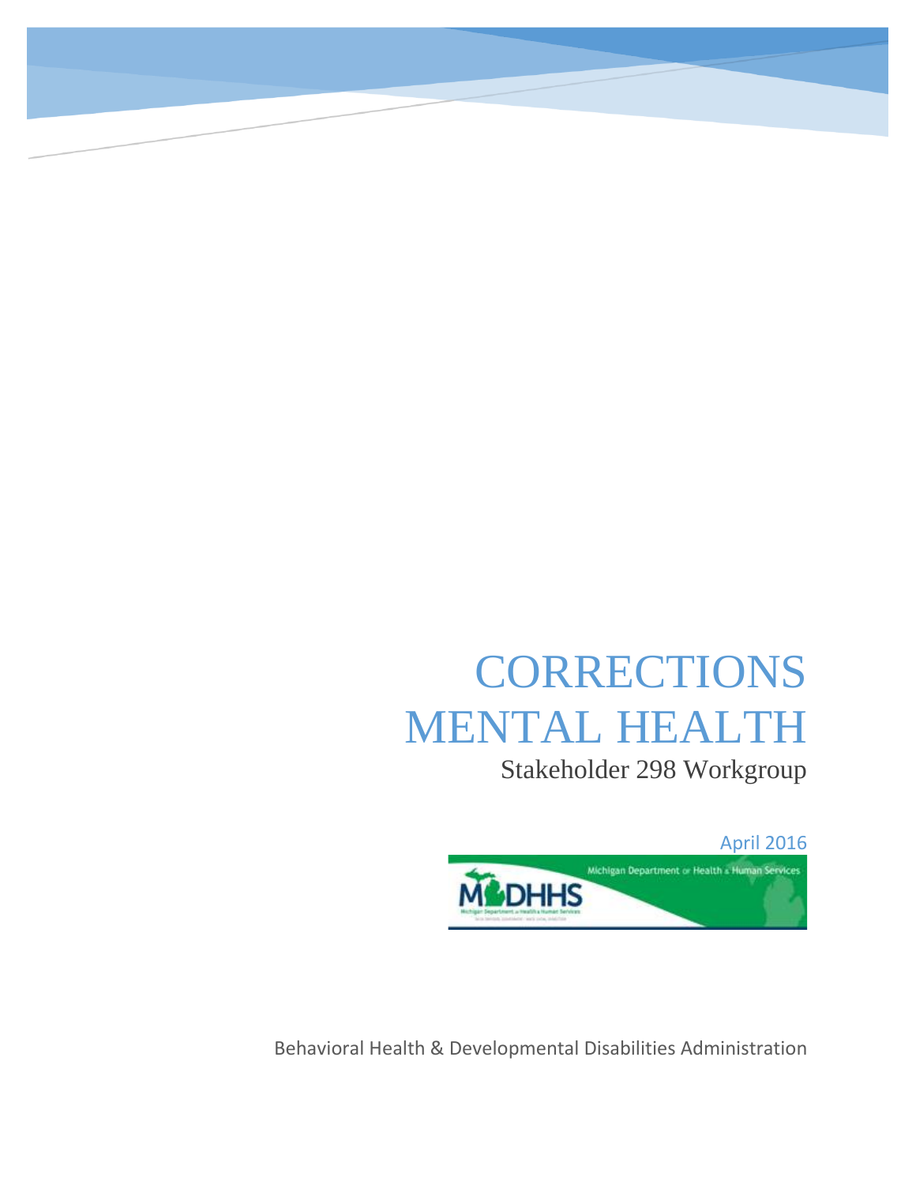# CORRECTIONS MENTAL HEALTH

Stakeholder 298 Workgroup

April 2016

Behavioral Health & Developmental Disabilities Administration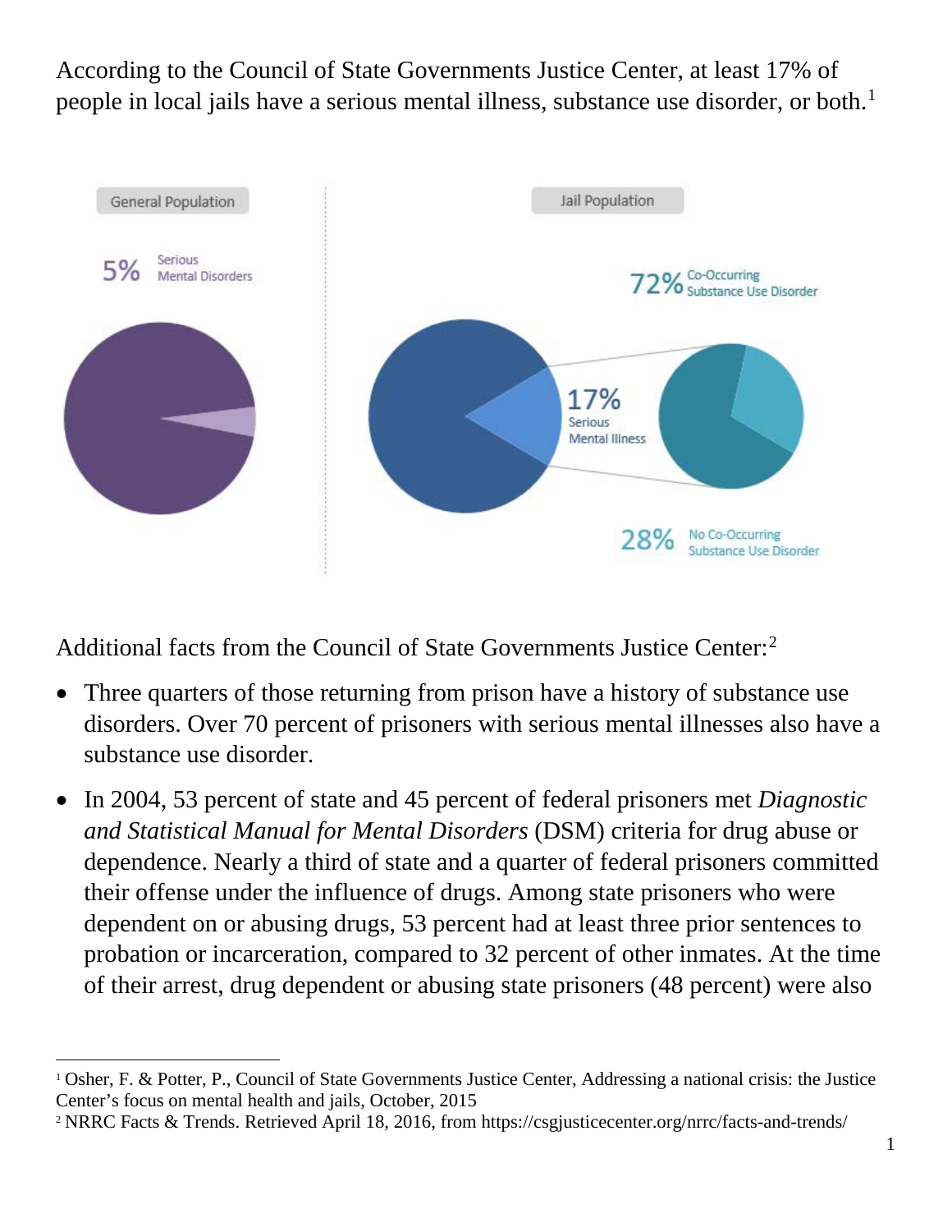According to the Council of State Governments Justice Center, at least 17% of people in local jails have a serious mental illness, substance use disorder, or both.[1]

General Population

5% Serious Mental Disorders

Jail Population

17% Serious Mental Illness

72% Co-Occurring Substance Use Disorder

28% No Co-Occurring Substance Use Disorder

Additional facts from the Council of State Governments Justice Center:[2]

- Three quarters of those returning from prison have a history of substance use disorders. Over 70 percent of prisoners with serious mental illnesses also have a substance use disorder.
- In 2004, 53 percent of state and 45 percent of federal prisoners met *Diagnostic and Statistical Manual for Mental Disorders* (DSM) criteria for drug abuse or dependence. Nearly a third of state and a quarter of federal prisoners committed their offense under the influence of drugs. Among state prisoners who were dependent on or abusing drugs, 53 percent had at least three prior sentences to probation or incarceration, compared to 32 percent of other inmates. At the time of their arrest, drug dependent or abusing state prisoners (48 percent) were also

[1] Osher, F. & Potter, P., Council of State Governments Justice Center, Addressing a national crisis: the Justice Center's focus on mental health and jails, October, 2015

[2] NRRC Facts & Trends. Retrieved April 18, 2016, from https://csgjusticecenter.org/nrrc/facts-and-trends/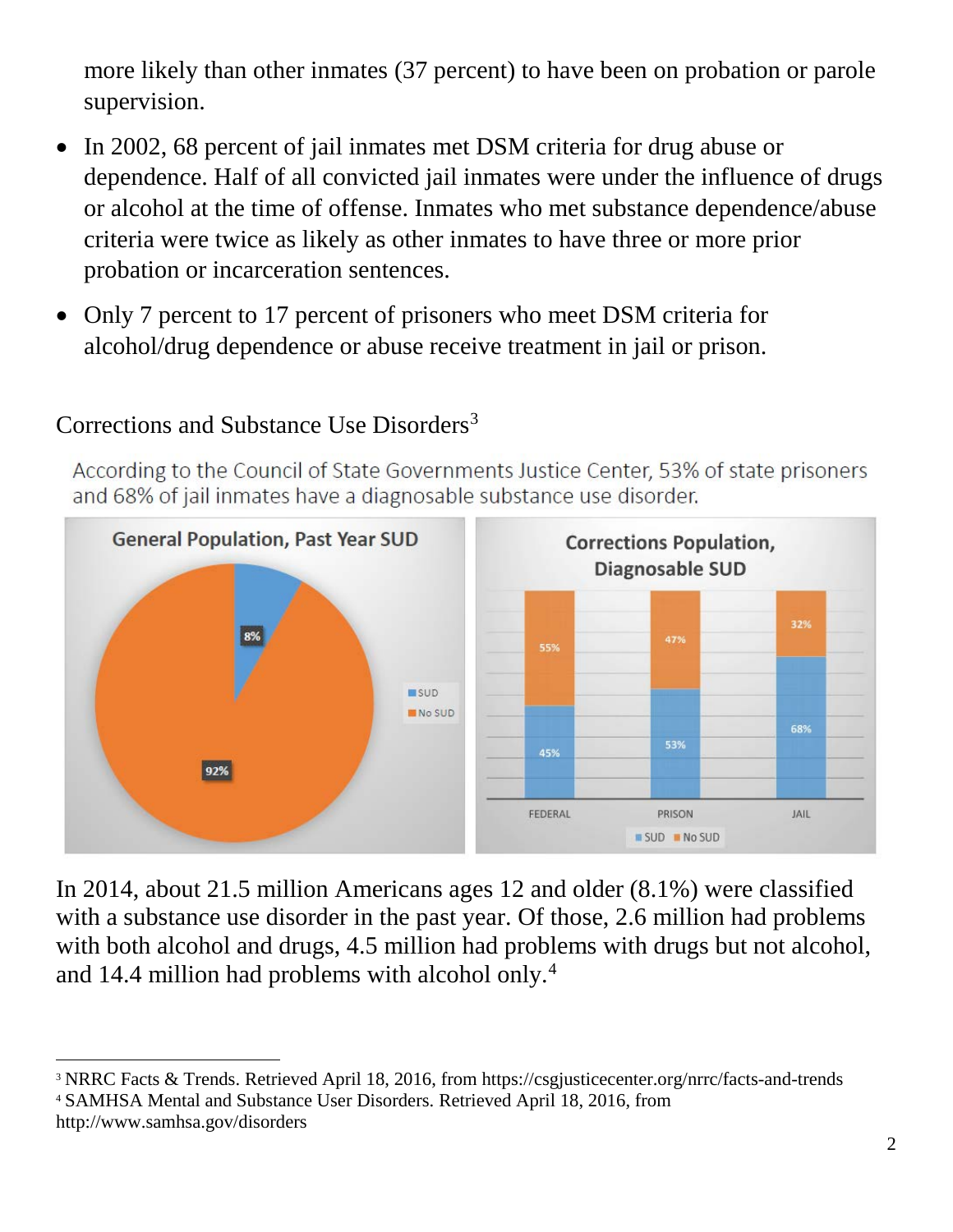more likely than other inmates (37 percent) to have been on probation or parole supervision.

- In 2002, 68 percent of jail inmates met DSM criteria for drug abuse or dependence. Half of all convicted jail inmates were under the influence of drugs or alcohol at the time of offense. Inmates who met substance dependence/abuse criteria were twice as likely as other inmates to have three or more prior probation or incarceration sentences.
- Only 7 percent to 17 percent of prisoners who meet DSM criteria for alcohol/drug dependence or abuse receive treatment in jail or prison.

Corrections and Substance Use Disorders[3]

According to the Council of State Governments Justice Center, 53% of state prisoners and 68% of jail inmates have a diagnosable substance use disorder.

**General Population, Past Year SUD**

| | Percent |
| --- | --- |
| SUD | 8% |
| No SUD | 92% |

**Corrections Population, Diagnosable SUD**

| | FEDERAL | PRISON | JAIL |
| --- | --- | --- | --- |
| SUD | 45% | 53% | 68% |
| No SUD | 55% | 47% | 32% |

In 2014, about 21.5 million Americans ages 12 and older (8.1%) were classified with a substance use disorder in the past year. Of those, 2.6 million had problems with both alcohol and drugs, 4.5 million had problems with drugs but not alcohol, and 14.4 million had problems with alcohol only.[4]

[3] NRRC Facts & Trends. Retrieved April 18, 2016, from https://csgjusticecenter.org/nrrc/facts-and-trends

[4] SAMHSA Mental and Substance User Disorders. Retrieved April 18, 2016, from http://www.samhsa.gov/disorders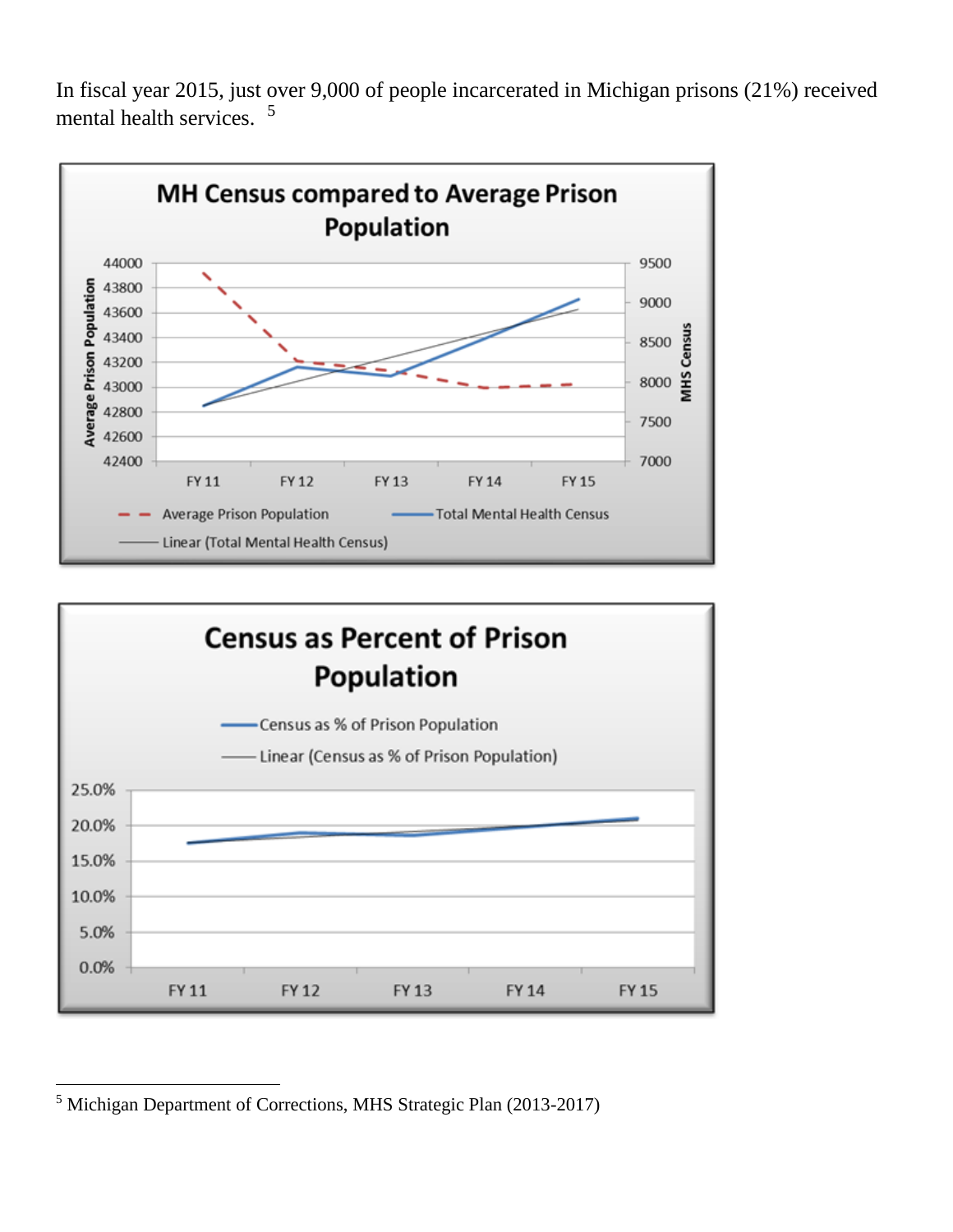In fiscal year 2015, just over 9,000 of people incarcerated in Michigan prisons (21%) received mental health services. [5]

**MH Census compared to Average Prison Population**

Average Prison Population (left axis, 42400–44000); MHS Census (right axis, 7000–9500)

FY 11 · FY 12 · FY 13 · FY 14 · FY 15

Legend: Average Prison Population; Total Mental Health Census; Linear (Total Mental Health Census)

**Census as Percent of Prison Population**

Legend: Census as % of Prison Population; Linear (Census as % of Prison Population)

Y-axis: 0.0%–25.0%

FY 11 · FY 12 · FY 13 · FY 14 · FY 15

---

[5] Michigan Department of Corrections, MHS Strategic Plan (2013-2017)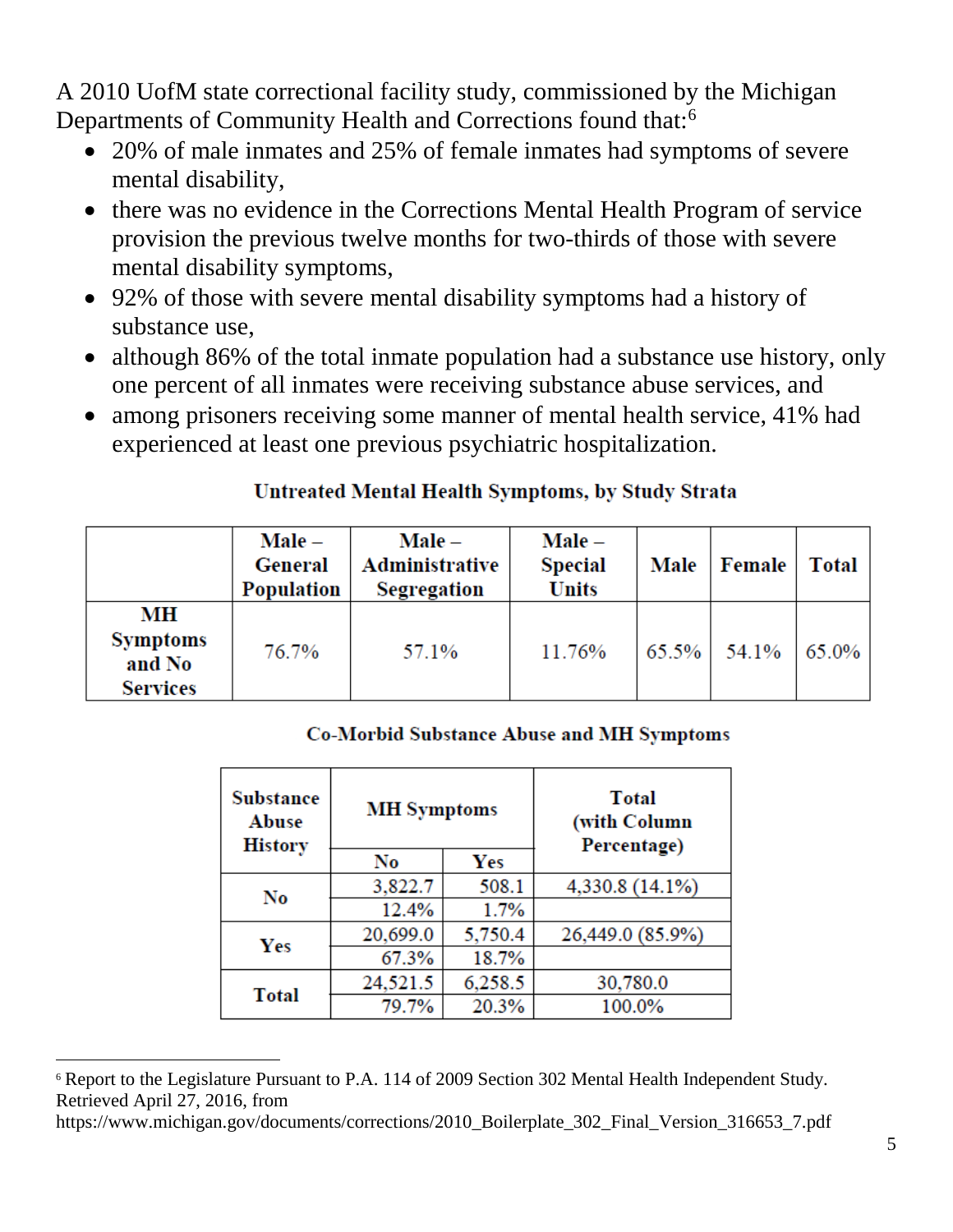A 2010 UofM state correctional facility study, commissioned by the Michigan Departments of Community Health and Corrections found that:[6]

- 20% of male inmates and 25% of female inmates had symptoms of severe mental disability,
- there was no evidence in the Corrections Mental Health Program of service provision the previous twelve months for two-thirds of those with severe mental disability symptoms,
- 92% of those with severe mental disability symptoms had a history of substance use,
- although 86% of the total inmate population had a substance use history, only one percent of all inmates were receiving substance abuse services, and
- among prisoners receiving some manner of mental health service, 41% had experienced at least one previous psychiatric hospitalization.

**Untreated Mental Health Symptoms, by Study Strata**

| | Male – General Population | Male – Administrative Segregation | Male – Special Units | Male | Female | Total |
|---|---|---|---|---|---|---|
| **MH Symptoms and No Services** | 76.7% | 57.1% | 11.76% | 65.5% | 54.1% | 65.0% |

**Co-Morbid Substance Abuse and MH Symptoms**

| Substance Abuse History | MH Symptoms | | Total (with Column Percentage) |
|---|---|---|---|
| | No | Yes | |
| No | 3,822.7 | 508.1 | 4,330.8 (14.1%) |
| | 12.4% | 1.7% | |
| Yes | 20,699.0 | 5,750.4 | 26,449.0 (85.9%) |
| | 67.3% | 18.7% | |
| Total | 24,521.5 | 6,258.5 | 30,780.0 |
| | 79.7% | 20.3% | 100.0% |

[6] Report to the Legislature Pursuant to P.A. 114 of 2009 Section 302 Mental Health Independent Study. Retrieved April 27, 2016, from https://www.michigan.gov/documents/corrections/2010_Boilerplate_302_Final_Version_316653_7.pdf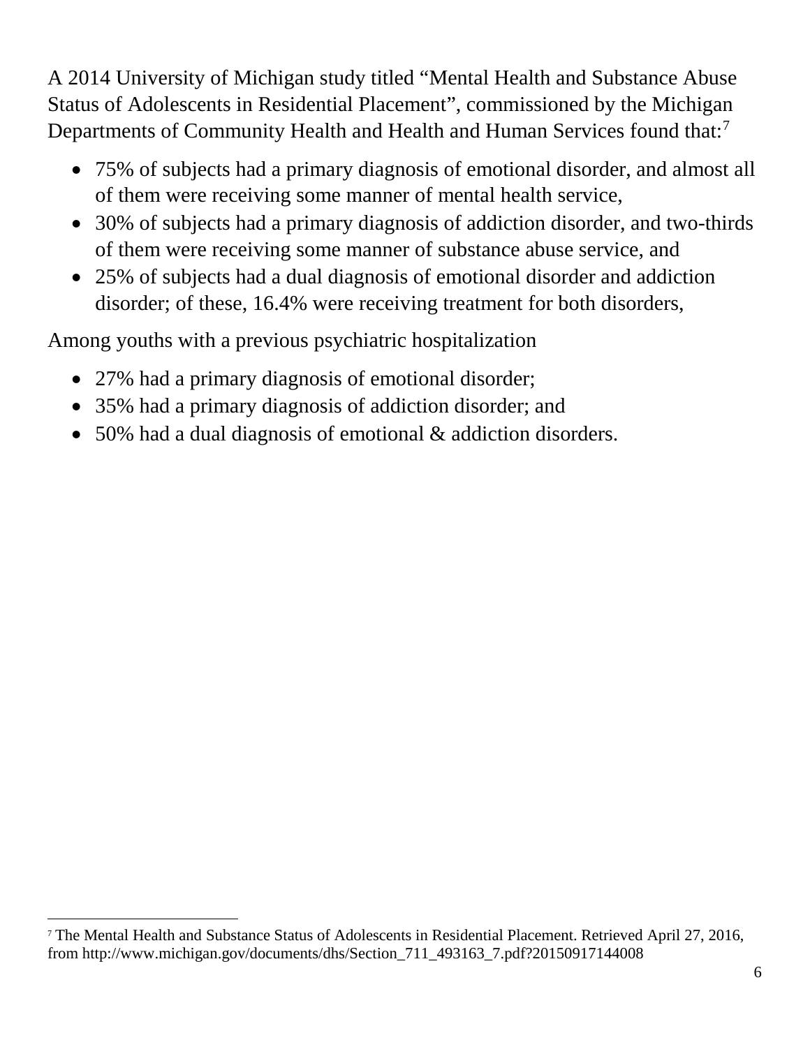A 2014 University of Michigan study titled "Mental Health and Substance Abuse Status of Adolescents in Residential Placement", commissioned by the Michigan Departments of Community Health and Health and Human Services found that:[7]

- 75% of subjects had a primary diagnosis of emotional disorder, and almost all of them were receiving some manner of mental health service,
- 30% of subjects had a primary diagnosis of addiction disorder, and two-thirds of them were receiving some manner of substance abuse service, and
- 25% of subjects had a dual diagnosis of emotional disorder and addiction disorder; of these, 16.4% were receiving treatment for both disorders,

Among youths with a previous psychiatric hospitalization

- 27% had a primary diagnosis of emotional disorder;
- 35% had a primary diagnosis of addiction disorder; and
- 50% had a dual diagnosis of emotional & addiction disorders.

---

[7] The Mental Health and Substance Status of Adolescents in Residential Placement. Retrieved April 27, 2016, from http://www.michigan.gov/documents/dhs/Section_711_493163_7.pdf?20150917144008